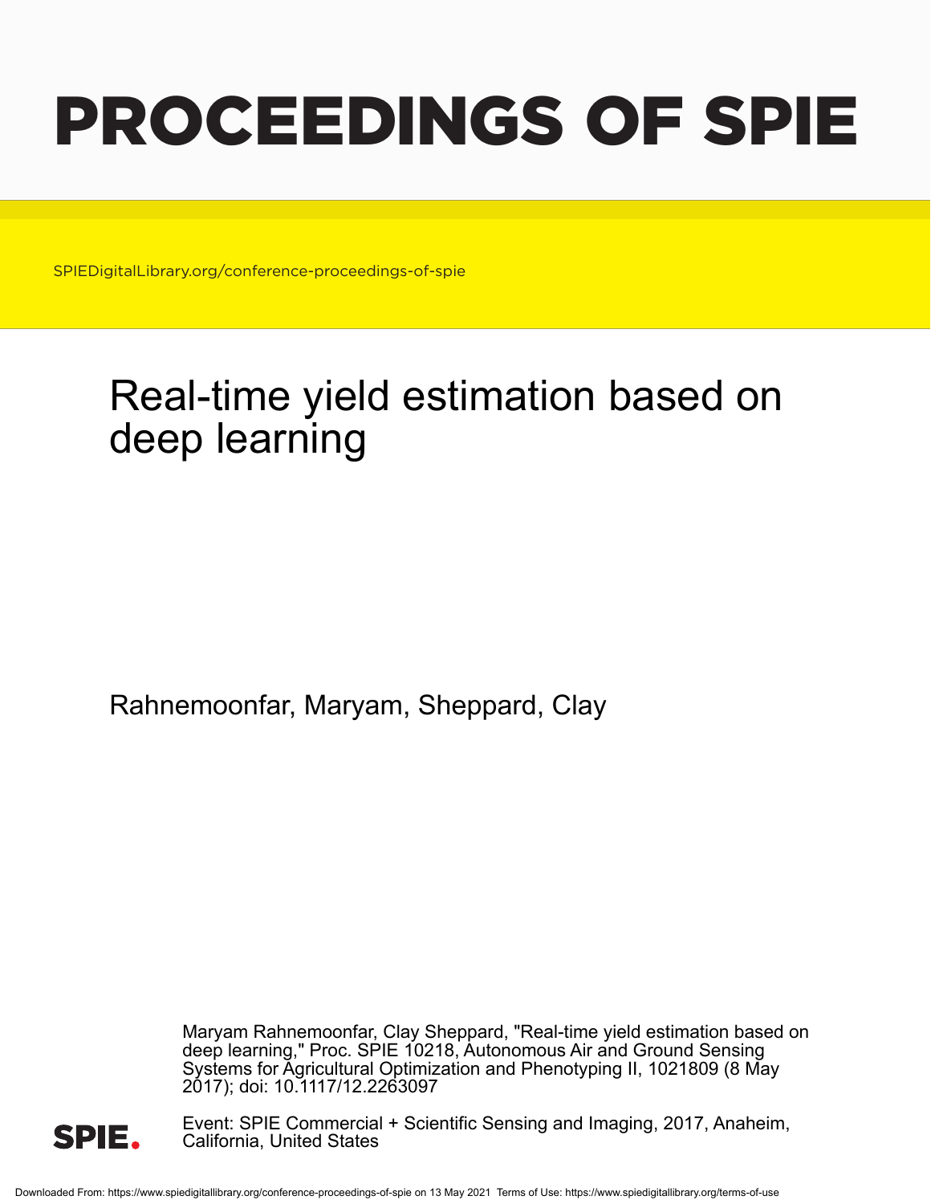# PROCEEDINGS OF SPIE

SPIEDigitalLibrary.org/conference-proceedings-of-spie

## Real-time yield estimation based on deep learning

Rahnemoonfar, Maryam, Sheppard, Clay

Maryam Rahnemoonfar, Clay Sheppard, "Real-time yield estimation based on deep learning," Proc. SPIE 10218, Autonomous Air and Ground Sensing Systems for Agricultural Optimization and Phenotyping II, 1021809 (8 May 2017); doi: 10.1117/12.2263097

SPIE.

Event: SPIE Commercial + Scientific Sensing and Imaging, 2017, Anaheim, California, United States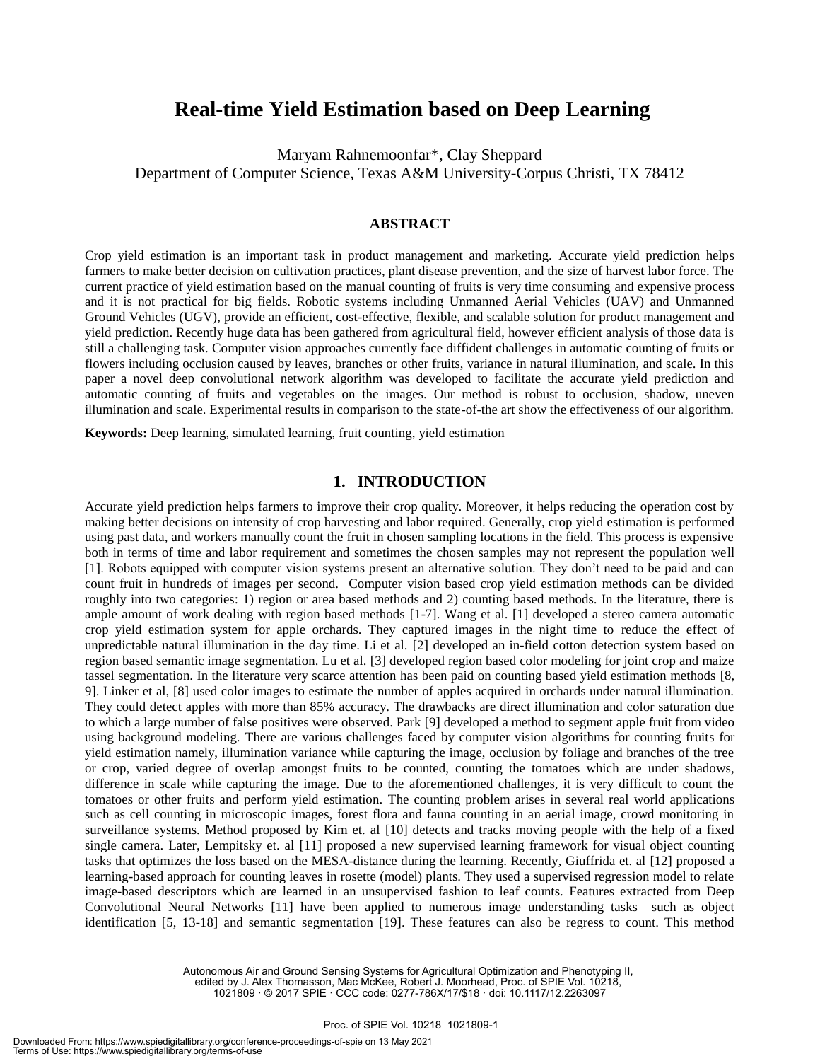# Real-time Yield Estimation based on Deep Learning

Maryam Rahnemoonfar*, Clay Sheppard
Department of Computer Science, Texas A&M University-Corpus Christi, TX 78412

## ABSTRACT

Crop yield estimation is an important task in product management and marketing. Accurate yield prediction helps farmers to make better decision on cultivation practices, plant disease prevention, and the size of harvest labor force. The current practice of yield estimation based on the manual counting of fruits is very time consuming and expensive process and it is not practical for big fields. Robotic systems including Unmanned Aerial Vehicles (UAV) and Unmanned Ground Vehicles (UGV), provide an efficient, cost-effective, flexible, and scalable solution for product management and yield prediction. Recently huge data has been gathered from agricultural field, however efficient analysis of those data is still a challenging task. Computer vision approaches currently face diffident challenges in automatic counting of fruits or flowers including occlusion caused by leaves, branches or other fruits, variance in natural illumination, and scale. In this paper a novel deep convolutional network algorithm was developed to facilitate the accurate yield prediction and automatic counting of fruits and vegetables on the images. Our method is robust to occlusion, shadow, uneven illumination and scale. Experimental results in comparison to the state-of-the art show the effectiveness of our algorithm.

**Keywords:** Deep learning, simulated learning, fruit counting, yield estimation

## 1. INTRODUCTION

Accurate yield prediction helps farmers to improve their crop quality. Moreover, it helps reducing the operation cost by making better decisions on intensity of crop harvesting and labor required. Generally, crop yield estimation is performed using past data, and workers manually count the fruit in chosen sampling locations in the field. This process is expensive both in terms of time and labor requirement and sometimes the chosen samples may not represent the population well [1]. Robots equipped with computer vision systems present an alternative solution. They don't need to be paid and can count fruit in hundreds of images per second. Computer vision based crop yield estimation methods can be divided roughly into two categories: 1) region or area based methods and 2) counting based methods. In the literature, there is ample amount of work dealing with region based methods [1-7]. Wang et al. [1] developed a stereo camera automatic crop yield estimation system for apple orchards. They captured images in the night time to reduce the effect of unpredictable natural illumination in the day time. Li et al. [2] developed an in-field cotton detection system based on region based semantic image segmentation. Lu et al. [3] developed region based color modeling for joint crop and maize tassel segmentation. In the literature very scarce attention has been paid on counting based yield estimation methods [8, 9]. Linker et al, [8] used color images to estimate the number of apples acquired in orchards under natural illumination. They could detect apples with more than 85% accuracy. The drawbacks are direct illumination and color saturation due to which a large number of false positives were observed. Park [9] developed a method to segment apple fruit from video using background modeling. There are various challenges faced by computer vision algorithms for counting fruits for yield estimation namely, illumination variance while capturing the image, occlusion by foliage and branches of the tree or crop, varied degree of overlap amongst fruits to be counted, counting the tomatoes which are under shadows, difference in scale while capturing the image. Due to the aforementioned challenges, it is very difficult to count the tomatoes or other fruits and perform yield estimation. The counting problem arises in several real world applications such as cell counting in microscopic images, forest flora and fauna counting in an aerial image, crowd monitoring in surveillance systems. Method proposed by Kim et. al [10] detects and tracks moving people with the help of a fixed single camera. Later, Lempitsky et. al [11] proposed a new supervised learning framework for visual object counting tasks that optimizes the loss based on the MESA-distance during the learning. Recently, Giuffrida et. al [12] proposed a learning-based approach for counting leaves in rosette (model) plants. They used a supervised regression model to relate image-based descriptors which are learned in an unsupervised fashion to leaf counts. Features extracted from Deep Convolutional Neural Networks [11] have been applied to numerous image understanding tasks such as object identification [5, 13-18] and semantic segmentation [19]. These features can also be regress to count. This method

Autonomous Air and Ground Sensing Systems for Agricultural Optimization and Phenotyping II, edited by J. Alex Thomasson, Mac McKee, Robert J. Moorhead, Proc. of SPIE Vol. 10218, 1021809 · © 2017 SPIE · CCC code: 0277-786X/17/$18 · doi: 10.1117/12.2263097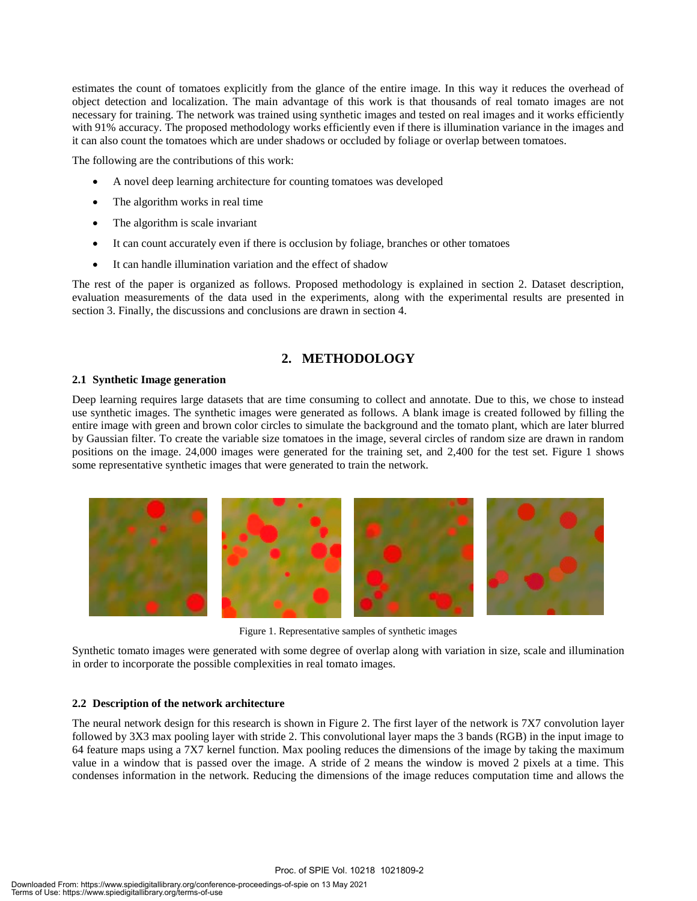estimates the count of tomatoes explicitly from the glance of the entire image. In this way it reduces the overhead of object detection and localization. The main advantage of this work is that thousands of real tomato images are not necessary for training. The network was trained using synthetic images and tested on real images and it works efficiently with 91% accuracy. The proposed methodology works efficiently even if there is illumination variance in the images and it can also count the tomatoes which are under shadows or occluded by foliage or overlap between tomatoes.

The following are the contributions of this work:

- A novel deep learning architecture for counting tomatoes was developed
- The algorithm works in real time
- The algorithm is scale invariant
- It can count accurately even if there is occlusion by foliage, branches or other tomatoes
- It can handle illumination variation and the effect of shadow

The rest of the paper is organized as follows. Proposed methodology is explained in section 2. Dataset description, evaluation measurements of the data used in the experiments, along with the experimental results are presented in section 3. Finally, the discussions and conclusions are drawn in section 4.

## 2. METHODOLOGY

### 2.1 Synthetic Image generation

Deep learning requires large datasets that are time consuming to collect and annotate. Due to this, we chose to instead use synthetic images. The synthetic images were generated as follows. A blank image is created followed by filling the entire image with green and brown color circles to simulate the background and the tomato plant, which are later blurred by Gaussian filter. To create the variable size tomatoes in the image, several circles of random size are drawn in random positions on the image. 24,000 images were generated for the training set, and 2,400 for the test set. Figure 1 shows some representative synthetic images that were generated to train the network.

Figure 1. Representative samples of synthetic images

Synthetic tomato images were generated with some degree of overlap along with variation in size, scale and illumination in order to incorporate the possible complexities in real tomato images.

### 2.2 Description of the network architecture

The neural network design for this research is shown in Figure 2. The first layer of the network is 7X7 convolution layer followed by 3X3 max pooling layer with stride 2. This convolutional layer maps the 3 bands (RGB) in the input image to 64 feature maps using a 7X7 kernel function. Max pooling reduces the dimensions of the image by taking the maximum value in a window that is passed over the image. A stride of 2 means the window is moved 2 pixels at a time. This condenses information in the network. Reducing the dimensions of the image reduces computation time and allows the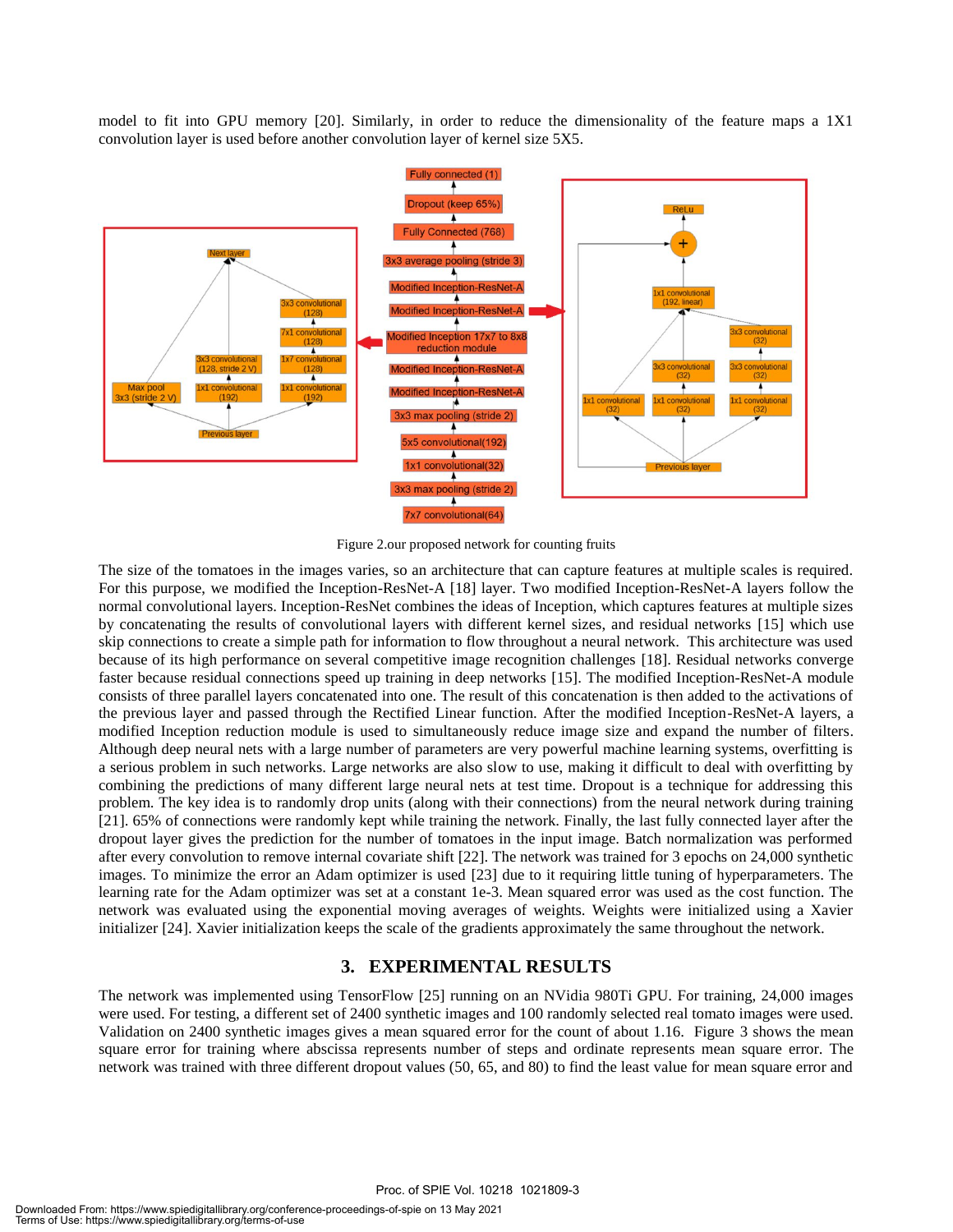model to fit into GPU memory [20]. Similarly, in order to reduce the dimensionality of the feature maps a 1X1 convolution layer is used before another convolution layer of kernel size 5X5.

Figure 2.our proposed network for counting fruits

The size of the tomatoes in the images varies, so an architecture that can capture features at multiple scales is required. For this purpose, we modified the Inception-ResNet-A [18] layer. Two modified Inception-ResNet-A layers follow the normal convolutional layers. Inception-ResNet combines the ideas of Inception, which captures features at multiple sizes by concatenating the results of convolutional layers with different kernel sizes, and residual networks [15] which use skip connections to create a simple path for information to flow throughout a neural network. This architecture was used because of its high performance on several competitive image recognition challenges [18]. Residual networks converge faster because residual connections speed up training in deep networks [15]. The modified Inception-ResNet-A module consists of three parallel layers concatenated into one. The result of this concatenation is then added to the activations of the previous layer and passed through the Rectified Linear function. After the modified Inception-ResNet-A layers, a modified Inception reduction module is used to simultaneously reduce image size and expand the number of filters. Although deep neural nets with a large number of parameters are very powerful machine learning systems, overfitting is a serious problem in such networks. Large networks are also slow to use, making it difficult to deal with overfitting by combining the predictions of many different large neural nets at test time. Dropout is a technique for addressing this problem. The key idea is to randomly drop units (along with their connections) from the neural network during training [21]. 65% of connections were randomly kept while training the network. Finally, the last fully connected layer after the dropout layer gives the prediction for the number of tomatoes in the input image. Batch normalization was performed after every convolution to remove internal covariate shift [22]. The network was trained for 3 epochs on 24,000 synthetic images. To minimize the error an Adam optimizer is used [23] due to it requiring little tuning of hyperparameters. The learning rate for the Adam optimizer was set at a constant 1e-3. Mean squared error was used as the cost function. The network was evaluated using the exponential moving averages of weights. Weights were initialized using a Xavier initializer [24]. Xavier initialization keeps the scale of the gradients approximately the same throughout the network.

## 3. EXPERIMENTAL RESULTS

The network was implemented using TensorFlow [25] running on an NVidia 980Ti GPU. For training, 24,000 images were used. For testing, a different set of 2400 synthetic images and 100 randomly selected real tomato images were used. Validation on 2400 synthetic images gives a mean squared error for the count of about 1.16. Figure 3 shows the mean square error for training where abscissa represents number of steps and ordinate represents mean square error. The network was trained with three different dropout values (50, 65, and 80) to find the least value for mean square error and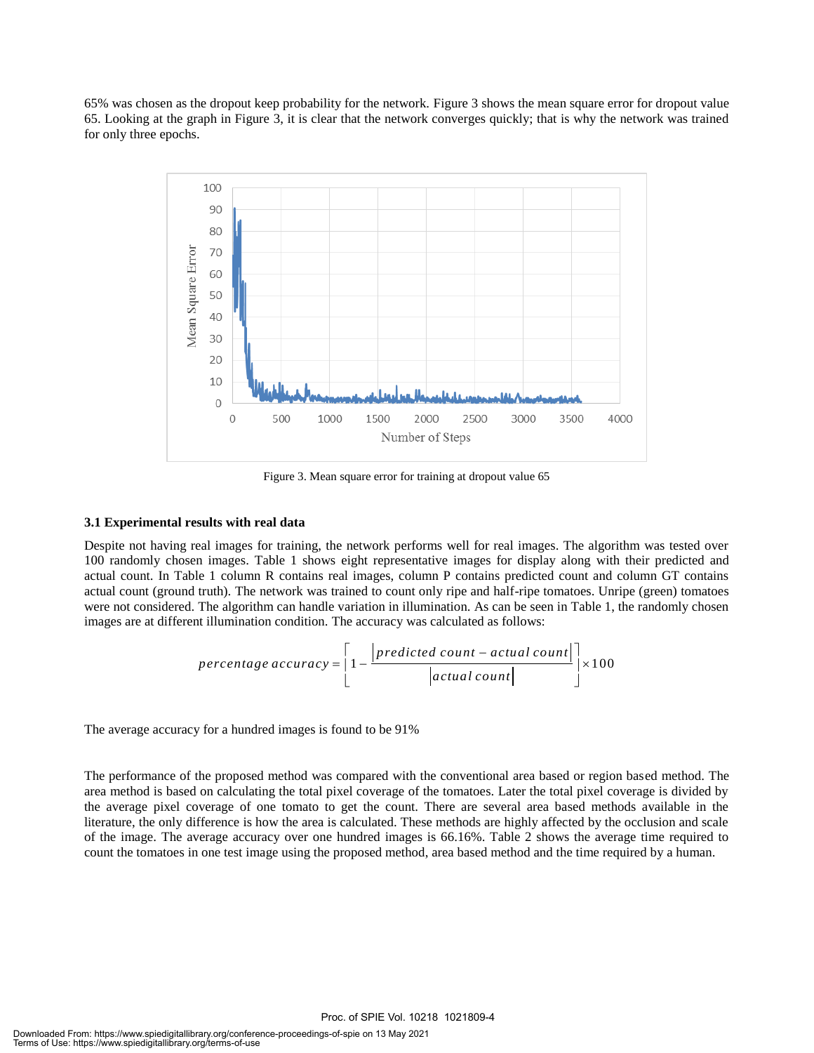65% was chosen as the dropout keep probability for the network. Figure 3 shows the mean square error for dropout value 65. Looking at the graph in Figure 3, it is clear that the network converges quickly; that is why the network was trained for only three epochs.

Figure 3. Mean square error for training at dropout value 65

### 3.1 Experimental results with real data

Despite not having real images for training, the network performs well for real images. The algorithm was tested over 100 randomly chosen images. Table 1 shows eight representative images for display along with their predicted and actual count. In Table 1 column R contains real images, column P contains predicted count and column GT contains actual count (ground truth). The network was trained to count only ripe and half-ripe tomatoes. Unripe (green) tomatoes were not considered. The algorithm can handle variation in illumination. As can be seen in Table 1, the randomly chosen images are at different illumination condition. The accuracy was calculated as follows:

$$percentage\ accuracy = \left[ 1 - \frac{|predicted\ count - actual\ count|}{|actual\ count|} \right] \times 100$$

The average accuracy for a hundred images is found to be 91%

The performance of the proposed method was compared with the conventional area based or region based method. The area method is based on calculating the total pixel coverage of the tomatoes. Later the total pixel coverage is divided by the average pixel coverage of one tomato to get the count. There are several area based methods available in the literature, the only difference is how the area is calculated. These methods are highly affected by the occlusion and scale of the image. The average accuracy over one hundred images is 66.16%. Table 2 shows the average time required to count the tomatoes in one test image using the proposed method, area based method and the time required by a human.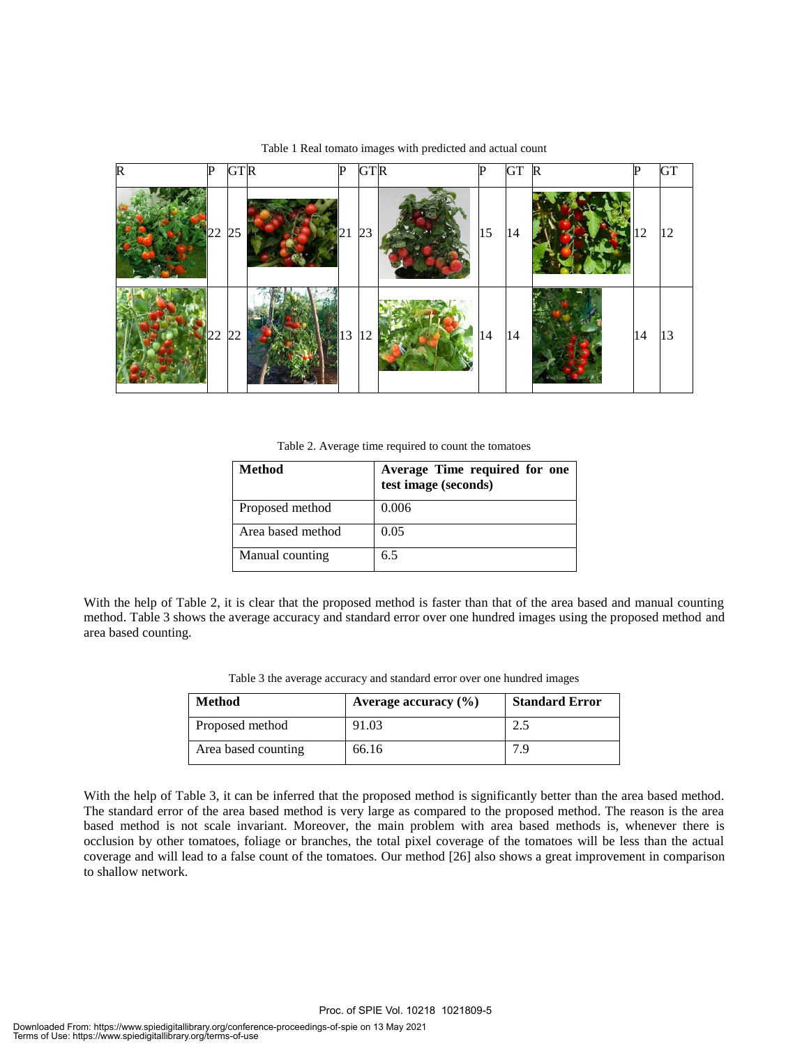Table 1 Real tomato images with predicted and actual count

| R | P | GT | R | P | GT | R | P | GT | R | P | GT |
|---|---|---|---|---|---|---|---|---|---|---|---|
| | 22 | 25 | | 21 | 23 | | 15 | 14 | | 12 | 12 |
| | 22 | 22 | | 13 | 12 | | 14 | 14 | | 14 | 13 |

Table 2. Average time required to count the tomatoes

| **Method** | **Average Time required for one test image (seconds)** |
|---|---|
| Proposed method | 0.006 |
| Area based method | 0.05 |
| Manual counting | 6.5 |

With the help of Table 2, it is clear that the proposed method is faster than that of the area based and manual counting method. Table 3 shows the average accuracy and standard error over one hundred images using the proposed method and area based counting.

Table 3 the average accuracy and standard error over one hundred images

| **Method** | **Average accuracy (%)** | **Standard Error** |
|---|---|---|
| Proposed method | 91.03 | 2.5 |
| Area based counting | 66.16 | 7.9 |

With the help of Table 3, it can be inferred that the proposed method is significantly better than the area based method. The standard error of the area based method is very large as compared to the proposed method. The reason is the area based method is not scale invariant. Moreover, the main problem with area based methods is, whenever there is occlusion by other tomatoes, foliage or branches, the total pixel coverage of the tomatoes will be less than the actual coverage and will lead to a false count of the tomatoes. Our method [26] also shows a great improvement in comparison to shallow network.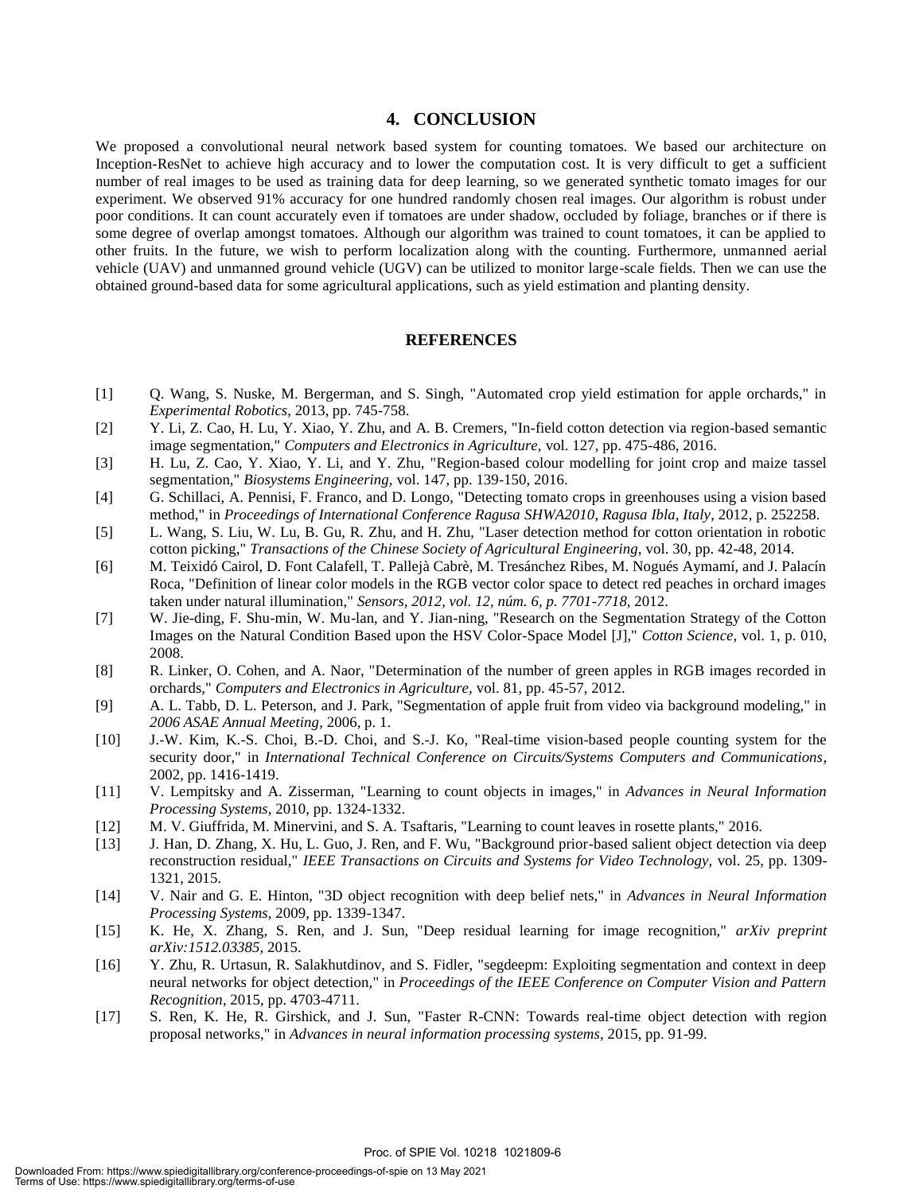## 4. CONCLUSION

We proposed a convolutional neural network based system for counting tomatoes. We based our architecture on Inception-ResNet to achieve high accuracy and to lower the computation cost. It is very difficult to get a sufficient number of real images to be used as training data for deep learning, so we generated synthetic tomato images for our experiment. We observed 91% accuracy for one hundred randomly chosen real images. Our algorithm is robust under poor conditions. It can count accurately even if tomatoes are under shadow, occluded by foliage, branches or if there is some degree of overlap amongst tomatoes. Although our algorithm was trained to count tomatoes, it can be applied to other fruits. In the future, we wish to perform localization along with the counting. Furthermore, unmanned aerial vehicle (UAV) and unmanned ground vehicle (UGV) can be utilized to monitor large-scale fields. Then we can use the obtained ground-based data for some agricultural applications, such as yield estimation and planting density.

## REFERENCES

[1] Q. Wang, S. Nuske, M. Bergerman, and S. Singh, "Automated crop yield estimation for apple orchards," in *Experimental Robotics*, 2013, pp. 745-758.

[2] Y. Li, Z. Cao, H. Lu, Y. Xiao, Y. Zhu, and A. B. Cremers, "In-field cotton detection via region-based semantic image segmentation," *Computers and Electronics in Agriculture,* vol. 127, pp. 475-486, 2016.

[3] H. Lu, Z. Cao, Y. Xiao, Y. Li, and Y. Zhu, "Region-based colour modelling for joint crop and maize tassel segmentation," *Biosystems Engineering,* vol. 147, pp. 139-150, 2016.

[4] G. Schillaci, A. Pennisi, F. Franco, and D. Longo, "Detecting tomato crops in greenhouses using a vision based method," in *Proceedings of International Conference Ragusa SHWA2010, Ragusa Ibla, Italy*, 2012, p. 252258.

[5] L. Wang, S. Liu, W. Lu, B. Gu, R. Zhu, and H. Zhu, "Laser detection method for cotton orientation in robotic cotton picking," *Transactions of the Chinese Society of Agricultural Engineering,* vol. 30, pp. 42-48, 2014.

[6] M. Teixidó Cairol, D. Font Calafell, T. Pallejà Cabrè, M. Tresánchez Ribes, M. Nogués Aymamí, and J. Palacín Roca, "Definition of linear color models in the RGB vector color space to detect red peaches in orchard images taken under natural illumination," *Sensors, 2012, vol. 12, núm. 6, p. 7701-7718,* 2012.

[7] W. Jie-ding, F. Shu-min, W. Mu-lan, and Y. Jian-ning, "Research on the Segmentation Strategy of the Cotton Images on the Natural Condition Based upon the HSV Color-Space Model [J]," *Cotton Science,* vol. 1, p. 010, 2008.

[8] R. Linker, O. Cohen, and A. Naor, "Determination of the number of green apples in RGB images recorded in orchards," *Computers and Electronics in Agriculture,* vol. 81, pp. 45-57, 2012.

[9] A. L. Tabb, D. L. Peterson, and J. Park, "Segmentation of apple fruit from video via background modeling," in *2006 ASAE Annual Meeting*, 2006, p. 1.

[10] J.-W. Kim, K.-S. Choi, B.-D. Choi, and S.-J. Ko, "Real-time vision-based people counting system for the security door," in *International Technical Conference on Circuits/Systems Computers and Communications*, 2002, pp. 1416-1419.

[11] V. Lempitsky and A. Zisserman, "Learning to count objects in images," in *Advances in Neural Information Processing Systems*, 2010, pp. 1324-1332.

[12] M. V. Giuffrida, M. Minervini, and S. A. Tsaftaris, "Learning to count leaves in rosette plants," 2016.

[13] J. Han, D. Zhang, X. Hu, L. Guo, J. Ren, and F. Wu, "Background prior-based salient object detection via deep reconstruction residual," *IEEE Transactions on Circuits and Systems for Video Technology,* vol. 25, pp. 1309-1321, 2015.

[14] V. Nair and G. E. Hinton, "3D object recognition with deep belief nets," in *Advances in Neural Information Processing Systems*, 2009, pp. 1339-1347.

[15] K. He, X. Zhang, S. Ren, and J. Sun, "Deep residual learning for image recognition," *arXiv preprint arXiv:1512.03385,* 2015.

[16] Y. Zhu, R. Urtasun, R. Salakhutdinov, and S. Fidler, "segdeepm: Exploiting segmentation and context in deep neural networks for object detection," in *Proceedings of the IEEE Conference on Computer Vision and Pattern Recognition*, 2015, pp. 4703-4711.

[17] S. Ren, K. He, R. Girshick, and J. Sun, "Faster R-CNN: Towards real-time object detection with region proposal networks," in *Advances in neural information processing systems*, 2015, pp. 91-99.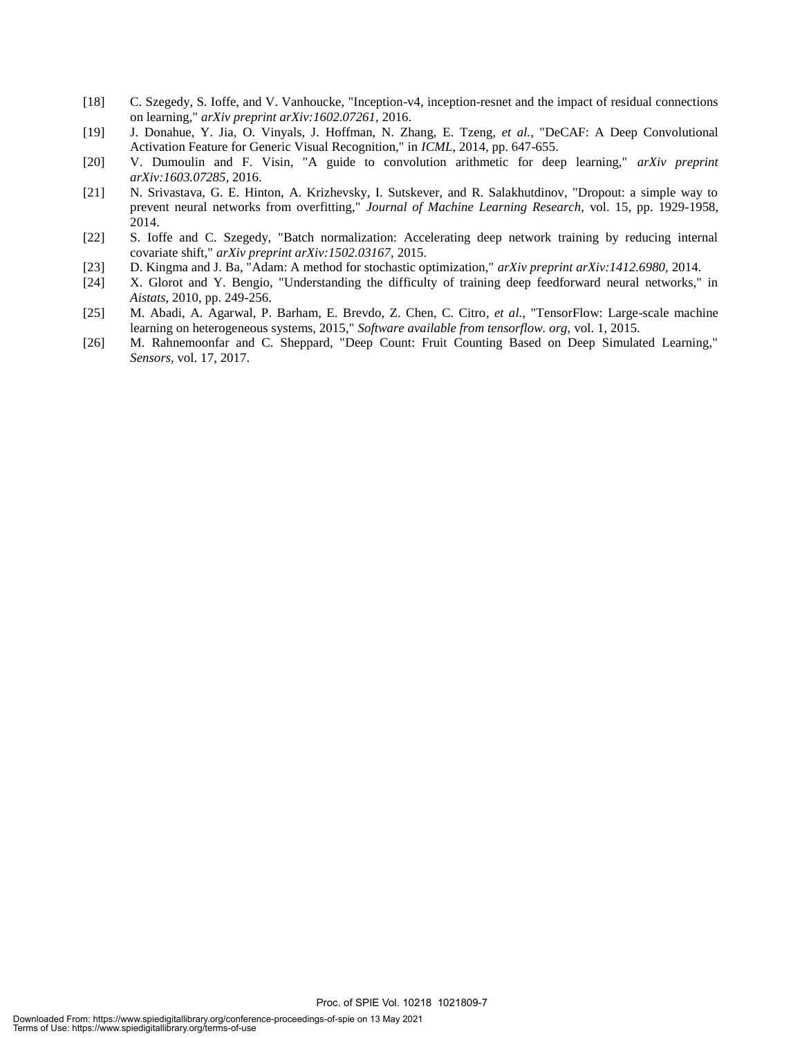[18] C. Szegedy, S. Ioffe, and V. Vanhoucke, "Inception-v4, inception-resnet and the impact of residual connections on learning," *arXiv preprint arXiv:1602.07261,* 2016.

[19] J. Donahue, Y. Jia, O. Vinyals, J. Hoffman, N. Zhang, E. Tzeng*, et al.*, "DeCAF: A Deep Convolutional Activation Feature for Generic Visual Recognition," in *ICML*, 2014, pp. 647-655.

[20] V. Dumoulin and F. Visin, "A guide to convolution arithmetic for deep learning," *arXiv preprint arXiv:1603.07285,* 2016.

[21] N. Srivastava, G. E. Hinton, A. Krizhevsky, I. Sutskever, and R. Salakhutdinov, "Dropout: a simple way to prevent neural networks from overfitting," *Journal of Machine Learning Research,* vol. 15, pp. 1929-1958, 2014.

[22] S. Ioffe and C. Szegedy, "Batch normalization: Accelerating deep network training by reducing internal covariate shift," *arXiv preprint arXiv:1502.03167,* 2015.

[23] D. Kingma and J. Ba, "Adam: A method for stochastic optimization," *arXiv preprint arXiv:1412.6980,* 2014.

[24] X. Glorot and Y. Bengio, "Understanding the difficulty of training deep feedforward neural networks," in *Aistats*, 2010, pp. 249-256.

[25] M. Abadi, A. Agarwal, P. Barham, E. Brevdo, Z. Chen, C. Citro*, et al.*, "TensorFlow: Large-scale machine learning on heterogeneous systems, 2015," *Software available from tensorflow. org,* vol. 1, 2015.

[26] M. Rahnemoonfar and C. Sheppard, "Deep Count: Fruit Counting Based on Deep Simulated Learning," *Sensors,* vol. 17, 2017.